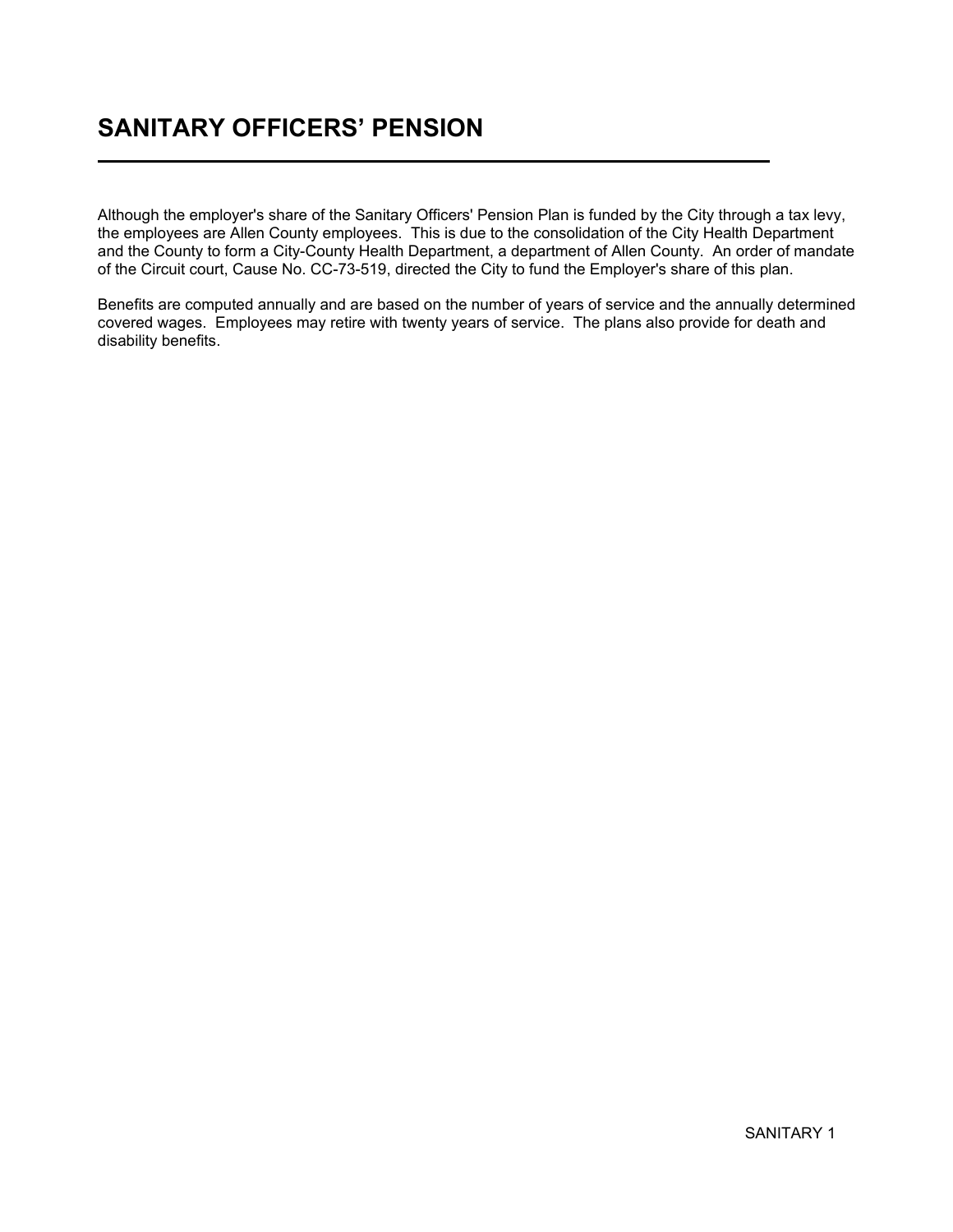# SANITARY OFFICERS' PENSION

Although the employer's share of the Sanitary Officers' Pension Plan is funded by the City through a tax levy, the employees are Allen County employees. This is due to the consolidation of the City Health Department and the County to form a City-County Health Department, a department of Allen County. An order of mandate of the Circuit court, Cause No. CC-73-519, directed the City to fund the Employer's share of this plan.

Benefits are computed annually and are based on the number of years of service and the annually determined covered wages. Employees may retire with twenty years of service. The plans also provide for death and disability benefits.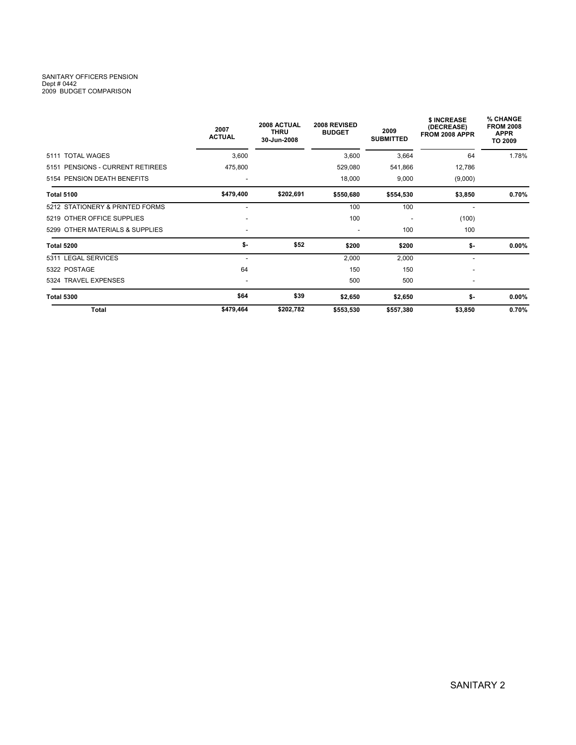SANITARY OFFICERS PENSION
Dept # 0442
2009 BUDGET COMPARISON

| | 2007 ACTUAL | 2008 ACTUAL THRU 30-Jun-2008 | 2008 REVISED BUDGET | 2009 SUBMITTED | $ INCREASE (DECREASE) FROM 2008 APPR | % CHANGE FROM 2008 APPR TO 2009 |
|---|---|---|---|---|---|---|
| 5111 TOTAL WAGES | 3,600 | | 3,600 | 3,664 | 64 | 1.78% |
| 5151 PENSIONS - CURRENT RETIREES | 475,800 | | 529,080 | 541,866 | 12,786 | |
| 5154 PENSION DEATH BENEFITS | - | | 18,000 | 9,000 | (9,000) | |
| **Total 5100** | **$479,400** | **$202,691** | **$550,680** | **$554,530** | **$3,850** | **0.70%** |
| 5212 STATIONERY & PRINTED FORMS | - | | 100 | 100 | - | |
| 5219 OTHER OFFICE SUPPLIES | - | | 100 | - | (100) | |
| 5299 OTHER MATERIALS & SUPPLIES | - | | - | 100 | 100 | |
| **Total 5200** | **$-** | **$52** | **$200** | **$200** | **$-** | **0.00%** |
| 5311 LEGAL SERVICES | - | | 2,000 | 2,000 | - | |
| 5322 POSTAGE | 64 | | 150 | 150 | - | |
| 5324 TRAVEL EXPENSES | - | | 500 | 500 | - | |
| **Total 5300** | **$64** | **$39** | **$2,650** | **$2,650** | **$-** | **0.00%** |
| **Total** | **$479,464** | **$202,782** | **$553,530** | **$557,380** | **$3,850** | **0.70%** |